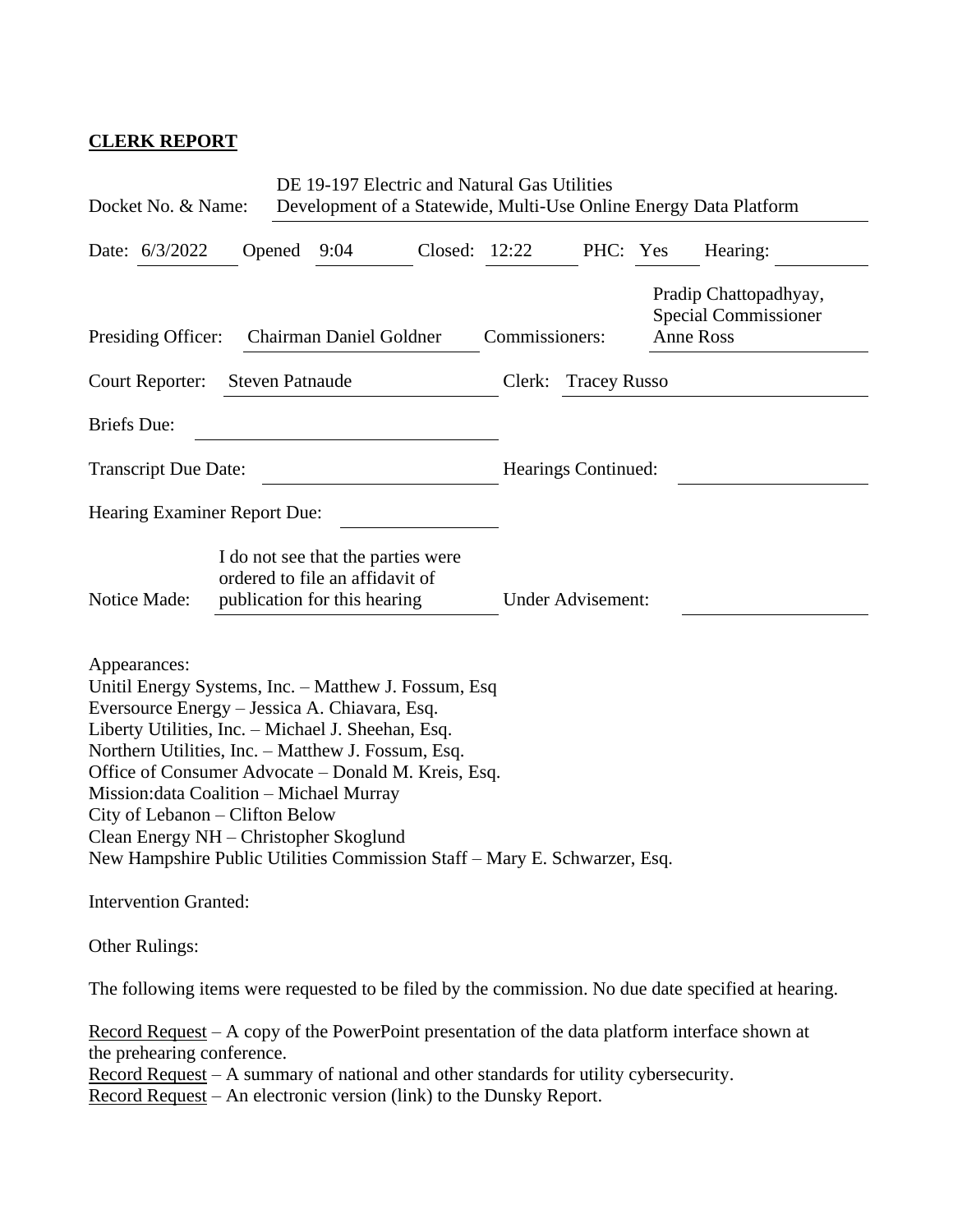**CLERK REPORT**

Docket No. & Name: DE 19-197 Electric and Natural Gas Utilities Development of a Statewide, Multi-Use Online Energy Data Platform

Date: 6/3/2022 Opened 9:04 Closed: 12:22 PHC: Yes Hearing:

Presiding Officer: Chairman Daniel Goldner Commissioners: Pradip Chattopadhyay, Special Commissioner Anne Ross

Court Reporter: Steven Patnaude Clerk: Tracey Russo

Briefs Due:

Transcript Due Date: Hearings Continued:

Hearing Examiner Report Due:

Notice Made: I do not see that the parties were ordered to file an affidavit of publication for this hearing Under Advisement:

Appearances:
Unitil Energy Systems, Inc. – Matthew J. Fossum, Esq
Eversource Energy – Jessica A. Chiavara, Esq.
Liberty Utilities, Inc. – Michael J. Sheehan, Esq.
Northern Utilities, Inc. – Matthew J. Fossum, Esq.
Office of Consumer Advocate – Donald M. Kreis, Esq.
Mission:data Coalition – Michael Murray
City of Lebanon – Clifton Below
Clean Energy NH – Christopher Skoglund
New Hampshire Public Utilities Commission Staff – Mary E. Schwarzer, Esq.

Intervention Granted:

Other Rulings:

The following items were requested to be filed by the commission. No due date specified at hearing.

Record Request – A copy of the PowerPoint presentation of the data platform interface shown at the prehearing conference.
Record Request – A summary of national and other standards for utility cybersecurity.
Record Request – An electronic version (link) to the Dunsky Report.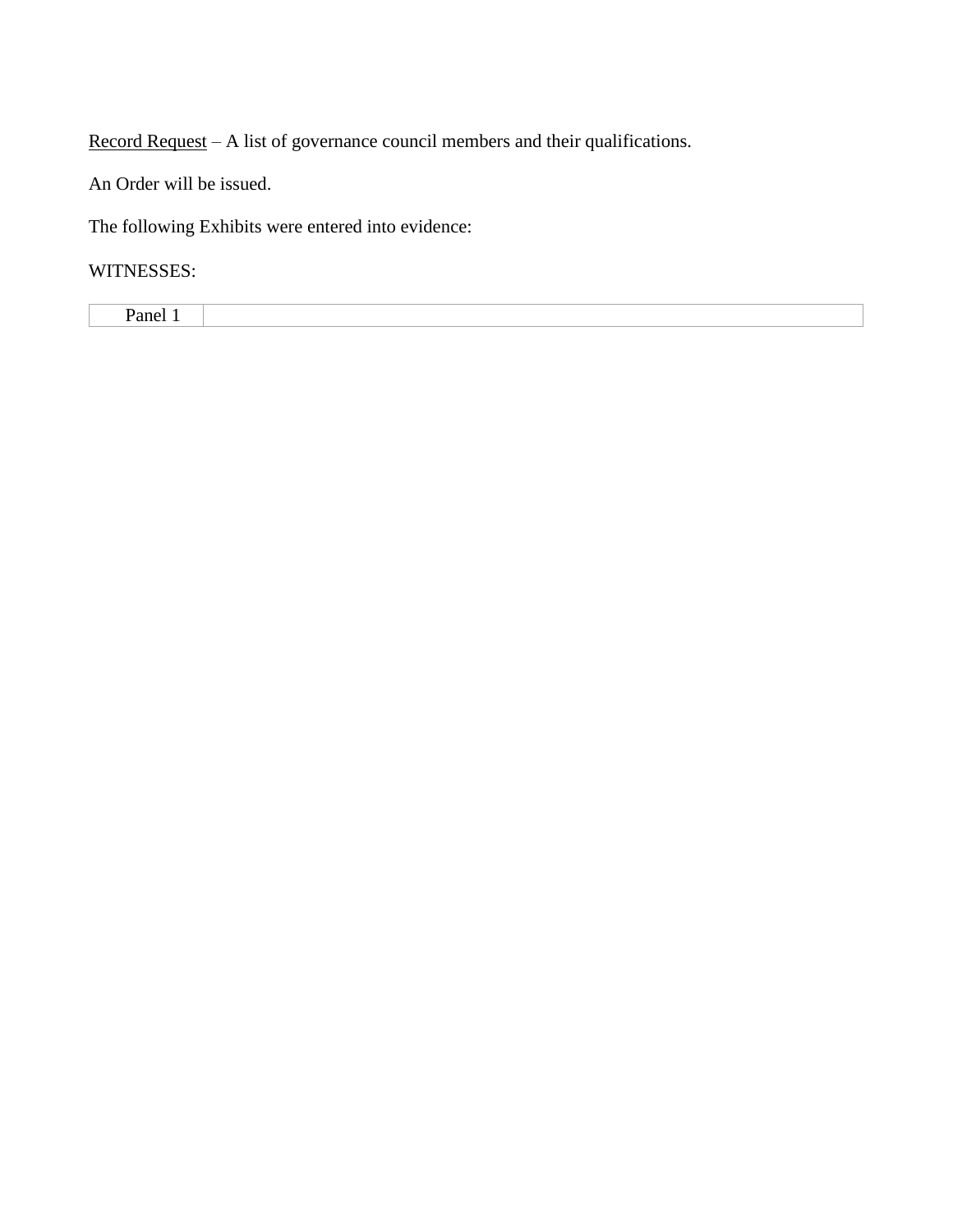Record Request – A list of governance council members and their qualifications.

An Order will be issued.

The following Exhibits were entered into evidence:

WITNESSES:

| | |
|---|---|
| Panel 1 | |